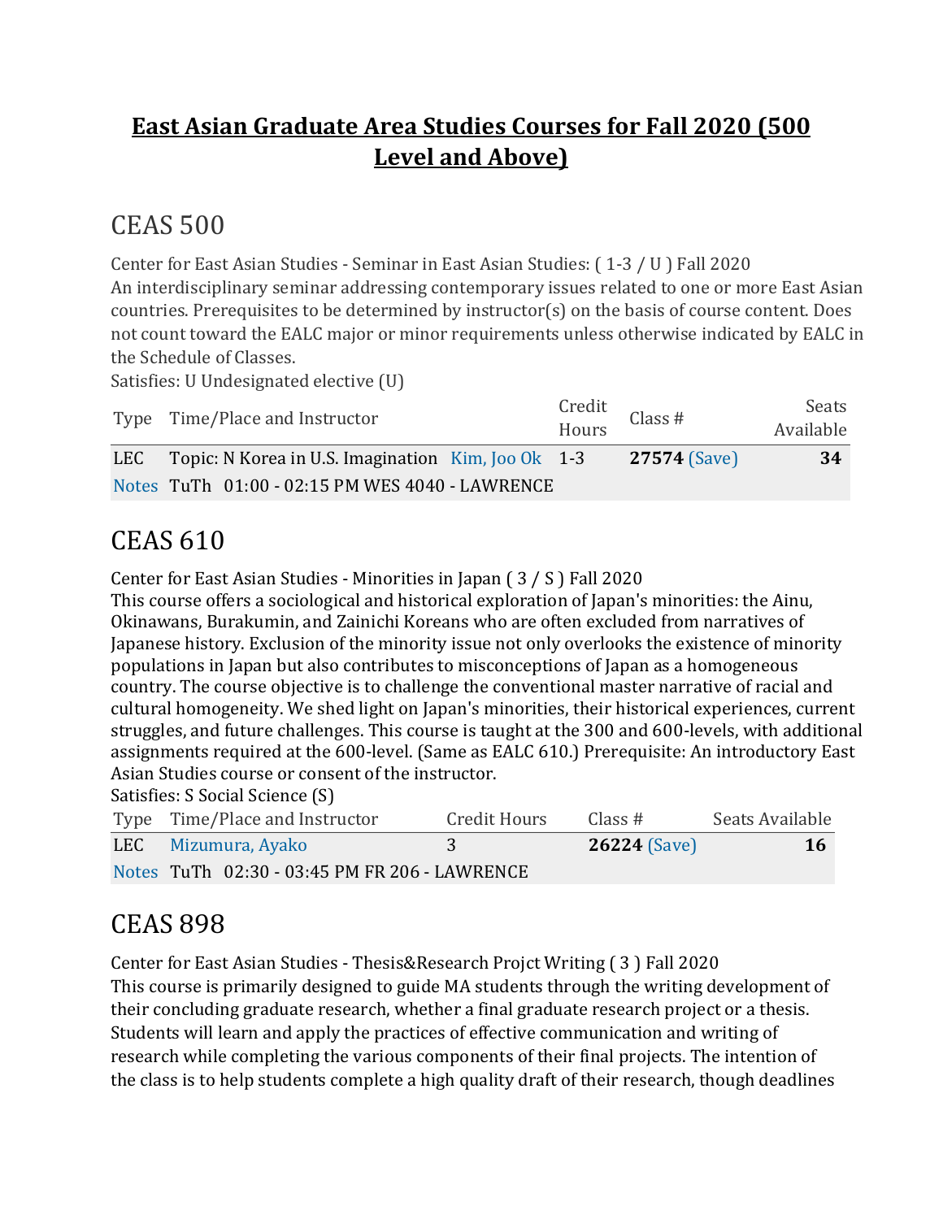# East Asian Graduate Area Studies Courses for Fall 2020 (500 Level and Above)

## CEAS 500

Center for East Asian Studies - Seminar in East Asian Studies: ( 1-3 / U ) Fall 2020
An interdisciplinary seminar addressing contemporary issues related to one or more East Asian countries. Prerequisites to be determined by instructor(s) on the basis of course content. Does not count toward the EALC major or minor requirements unless otherwise indicated by EALC in the Schedule of Classes.
Satisfies: U Undesignated elective (U)

| Type | Time/Place and Instructor | Credit Hours | Class # | Seats Available |
|---|---|---|---|---|
| LEC | Topic: N Korea in U.S. Imagination Kim, Joo Ok | 1-3 | **27574** (Save) | **34** |
| Notes | TuTh 01:00 - 02:15 PM WES 4040 - LAWRENCE | | | |

## CEAS 610

Center for East Asian Studies - Minorities in Japan ( 3 / S ) Fall 2020
This course offers a sociological and historical exploration of Japan's minorities: the Ainu, Okinawans, Burakumin, and Zainichi Koreans who are often excluded from narratives of Japanese history. Exclusion of the minority issue not only overlooks the existence of minority populations in Japan but also contributes to misconceptions of Japan as a homogeneous country. The course objective is to challenge the conventional master narrative of racial and cultural homogeneity. We shed light on Japan's minorities, their historical experiences, current struggles, and future challenges. This course is taught at the 300 and 600-levels, with additional assignments required at the 600-level. (Same as EALC 610.) Prerequisite: An introductory East Asian Studies course or consent of the instructor.
Satisfies: S Social Science (S)

| Type | Time/Place and Instructor | Credit Hours | Class # | Seats Available |
|---|---|---|---|---|
| LEC | Mizumura, Ayako | 3 | **26224** (Save) | **16** |
| Notes | TuTh 02:30 - 03:45 PM FR 206 - LAWRENCE | | | |

## CEAS 898

Center for East Asian Studies - Thesis&Research Projct Writing ( 3 ) Fall 2020
This course is primarily designed to guide MA students through the writing development of their concluding graduate research, whether a final graduate research project or a thesis. Students will learn and apply the practices of effective communication and writing of research while completing the various components of their final projects. The intention of the class is to help students complete a high quality draft of their research, though deadlines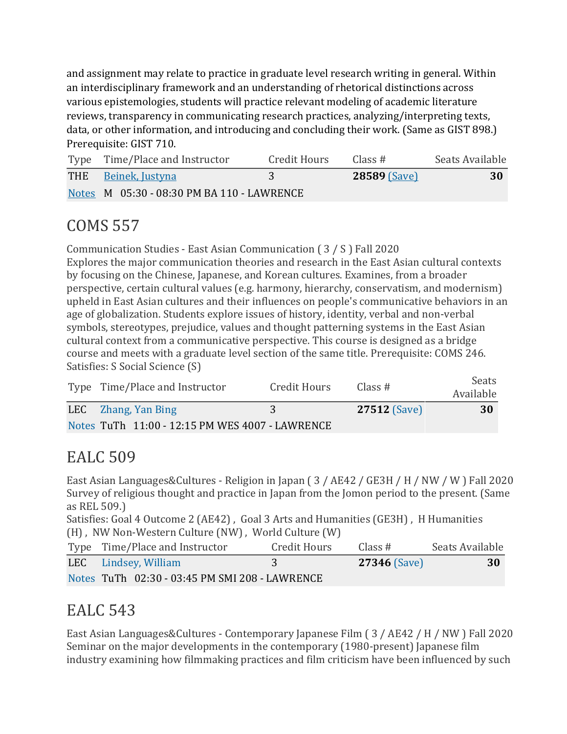and assignment may relate to practice in graduate level research writing in general. Within an interdisciplinary framework and an understanding of rhetorical distinctions across various epistemologies, students will practice relevant modeling of academic literature reviews, transparency in communicating research practices, analyzing/interpreting texts, data, or other information, and introducing and concluding their work. (Same as GIST 898.) Prerequisite: GIST 710.

| Type | Time/Place and Instructor | Credit Hours | Class # | Seats Available |
|---|---|---|---|---|
| THE | Beinek, Justyna | 3 | **28589** (Save) | **30** |
| Notes | M 05:30 - 08:30 PM BA 110 - LAWRENCE | | | |

## COMS 557

Communication Studies - East Asian Communication ( 3 / S ) Fall 2020
Explores the major communication theories and research in the East Asian cultural contexts by focusing on the Chinese, Japanese, and Korean cultures. Examines, from a broader perspective, certain cultural values (e.g. harmony, hierarchy, conservatism, and modernism) upheld in East Asian cultures and their influences on people's communicative behaviors in an age of globalization. Students explore issues of history, identity, verbal and non-verbal symbols, stereotypes, prejudice, values and thought patterning systems in the East Asian cultural context from a communicative perspective. This course is designed as a bridge course and meets with a graduate level section of the same title. Prerequisite: COMS 246.
Satisfies: S Social Science (S)

| Type | Time/Place and Instructor | Credit Hours | Class # | Seats Available |
|---|---|---|---|---|
| LEC | Zhang, Yan Bing | 3 | **27512** (Save) | **30** |
| Notes | TuTh 11:00 - 12:15 PM WES 4007 - LAWRENCE | | | |

## EALC 509

East Asian Languages&Cultures - Religion in Japan ( 3 / AE42 / GE3H / H / NW / W ) Fall 2020
Survey of religious thought and practice in Japan from the Jomon period to the present. (Same as REL 509.)
Satisfies: Goal 4 Outcome 2 (AE42) , Goal 3 Arts and Humanities (GE3H) , H Humanities (H) , NW Non-Western Culture (NW) , World Culture (W)

| Type | Time/Place and Instructor | Credit Hours | Class # | Seats Available |
|---|---|---|---|---|
| LEC | Lindsey, William | 3 | **27346** (Save) | **30** |
| Notes | TuTh 02:30 - 03:45 PM SMI 208 - LAWRENCE | | | |

## EALC 543

East Asian Languages&Cultures - Contemporary Japanese Film ( 3 / AE42 / H / NW ) Fall 2020
Seminar on the major developments in the contemporary (1980-present) Japanese film industry examining how filmmaking practices and film criticism have been influenced by such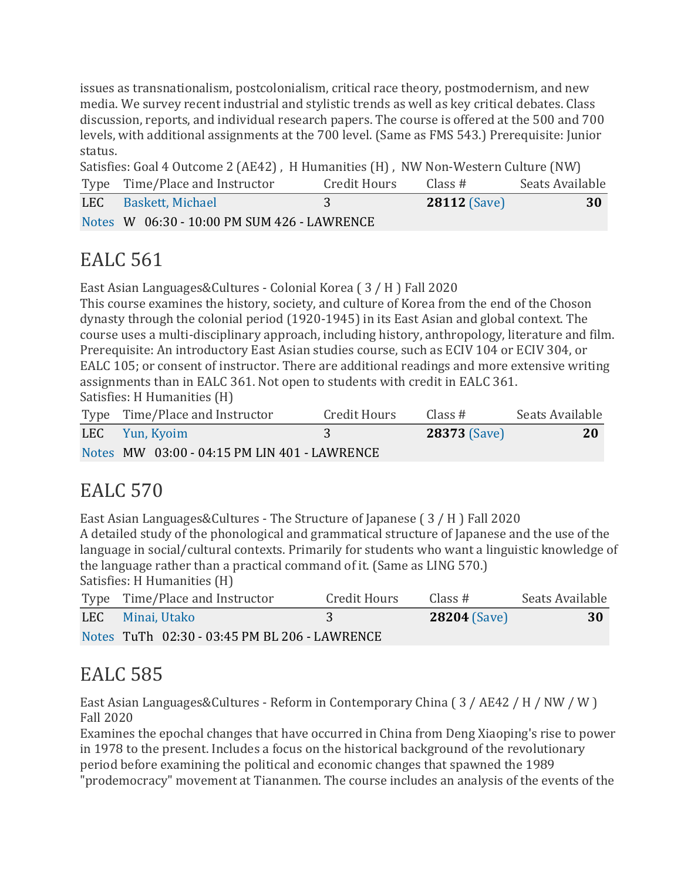issues as transnationalism, postcolonialism, critical race theory, postmodernism, and new media. We survey recent industrial and stylistic trends as well as key critical debates. Class discussion, reports, and individual research papers. The course is offered at the 500 and 700 levels, with additional assignments at the 700 level. (Same as FMS 543.) Prerequisite: Junior status.

Satisfies: Goal 4 Outcome 2 (AE42) , H Humanities (H) , NW Non-Western Culture (NW)

| Type | Time/Place and Instructor | Credit Hours | Class # | Seats Available |
|---|---|---|---|---|
| LEC | Baskett, Michael | 3 | **28112** (Save) | **30** |
| Notes | W 06:30 - 10:00 PM SUM 426 - LAWRENCE | | | |

# EALC 561

East Asian Languages&Cultures - Colonial Korea ( 3 / H ) Fall 2020

This course examines the history, society, and culture of Korea from the end of the Choson dynasty through the colonial period (1920-1945) in its East Asian and global context. The course uses a multi-disciplinary approach, including history, anthropology, literature and film. Prerequisite: An introductory East Asian studies course, such as ECIV 104 or ECIV 304, or EALC 105; or consent of instructor. There are additional readings and more extensive writing assignments than in EALC 361. Not open to students with credit in EALC 361.

Satisfies: H Humanities (H)

| Type | Time/Place and Instructor | Credit Hours | Class # | Seats Available |
|---|---|---|---|---|
| LEC | Yun, Kyoim | 3 | **28373** (Save) | **20** |
| Notes | MW 03:00 - 04:15 PM LIN 401 - LAWRENCE | | | |

# EALC 570

East Asian Languages&Cultures - The Structure of Japanese ( 3 / H ) Fall 2020

A detailed study of the phonological and grammatical structure of Japanese and the use of the language in social/cultural contexts. Primarily for students who want a linguistic knowledge of the language rather than a practical command of it. (Same as LING 570.)

Satisfies: H Humanities (H)

| Type | Time/Place and Instructor | Credit Hours | Class # | Seats Available |
|---|---|---|---|---|
| LEC | Minai, Utako | 3 | **28204** (Save) | **30** |
| Notes | TuTh 02:30 - 03:45 PM BL 206 - LAWRENCE | | | |

# EALC 585

East Asian Languages&Cultures - Reform in Contemporary China ( 3 / AE42 / H / NW / W ) Fall 2020

Examines the epochal changes that have occurred in China from Deng Xiaoping's rise to power in 1978 to the present. Includes a focus on the historical background of the revolutionary period before examining the political and economic changes that spawned the 1989 "prodemocracy" movement at Tiananmen. The course includes an analysis of the events of the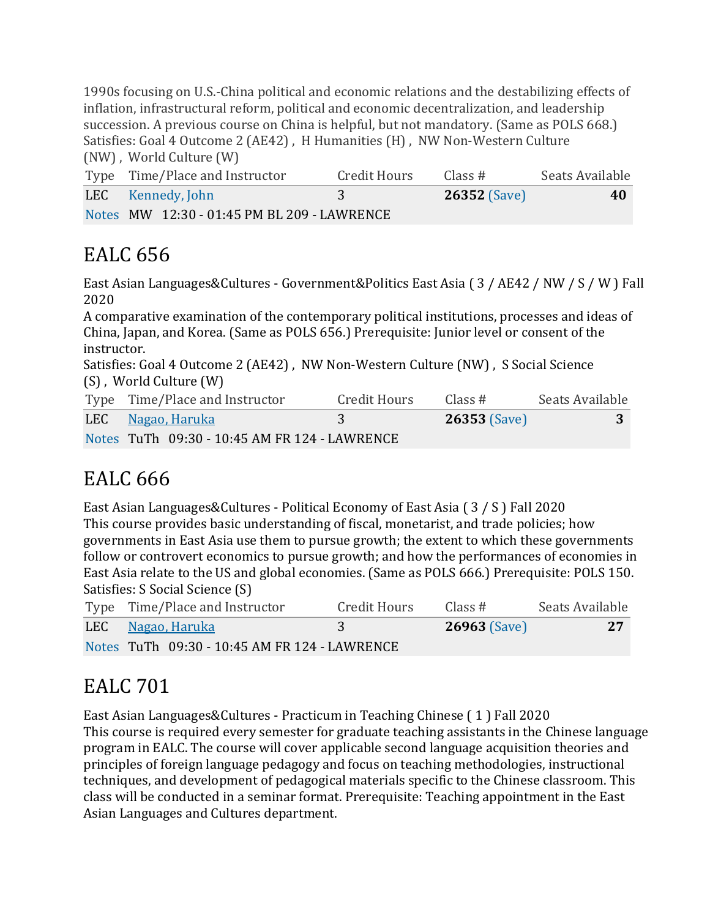1990s focusing on U.S.-China political and economic relations and the destabilizing effects of inflation, infrastructural reform, political and economic decentralization, and leadership succession. A previous course on China is helpful, but not mandatory. (Same as POLS 668.)
Satisfies: Goal 4 Outcome 2 (AE42) , H Humanities (H) , NW Non-Western Culture (NW) , World Culture (W)

| Type | Time/Place and Instructor | Credit Hours | Class # | Seats Available |
|---|---|---|---|---|
| LEC | Kennedy, John | 3 | **26352** (Save) | **40** |
| Notes | MW 12:30 - 01:45 PM BL 209 - LAWRENCE | | | |

# EALC 656

East Asian Languages&Cultures - Government&Politics East Asia ( 3 / AE42 / NW / S / W ) Fall 2020
A comparative examination of the contemporary political institutions, processes and ideas of China, Japan, and Korea. (Same as POLS 656.) Prerequisite: Junior level or consent of the instructor.
Satisfies: Goal 4 Outcome 2 (AE42) , NW Non-Western Culture (NW) , S Social Science (S) , World Culture (W)

| Type | Time/Place and Instructor | Credit Hours | Class # | Seats Available |
|---|---|---|---|---|
| LEC | Nagao, Haruka | 3 | **26353** (Save) | **3** |
| Notes | TuTh 09:30 - 10:45 AM FR 124 - LAWRENCE | | | |

# EALC 666

East Asian Languages&Cultures - Political Economy of East Asia ( 3 / S ) Fall 2020
This course provides basic understanding of fiscal, monetarist, and trade policies; how governments in East Asia use them to pursue growth; the extent to which these governments follow or controvert economics to pursue growth; and how the performances of economies in East Asia relate to the US and global economies. (Same as POLS 666.) Prerequisite: POLS 150.
Satisfies: S Social Science (S)

| Type | Time/Place and Instructor | Credit Hours | Class # | Seats Available |
|---|---|---|---|---|
| LEC | Nagao, Haruka | 3 | **26963** (Save) | **27** |
| Notes | TuTh 09:30 - 10:45 AM FR 124 - LAWRENCE | | | |

# EALC 701

East Asian Languages&Cultures - Practicum in Teaching Chinese ( 1 ) Fall 2020
This course is required every semester for graduate teaching assistants in the Chinese language program in EALC. The course will cover applicable second language acquisition theories and principles of foreign language pedagogy and focus on teaching methodologies, instructional techniques, and development of pedagogical materials specific to the Chinese classroom. This class will be conducted in a seminar format. Prerequisite: Teaching appointment in the East Asian Languages and Cultures department.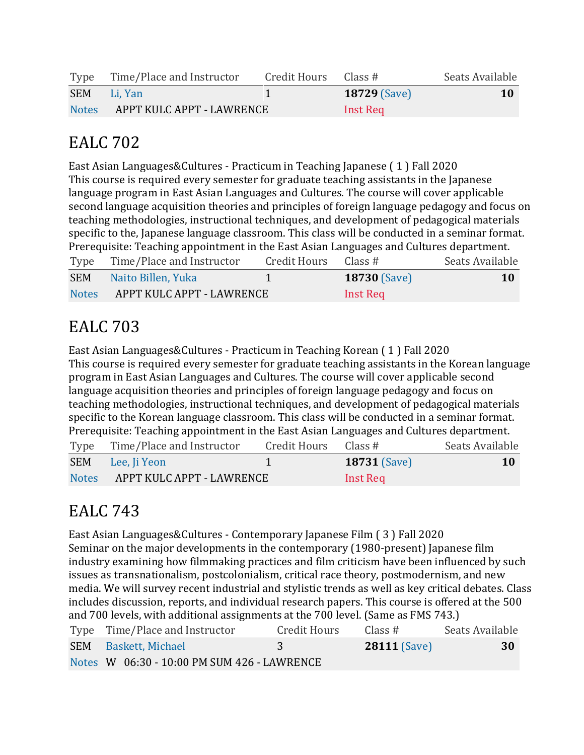| Type | Time/Place and Instructor | Credit Hours | Class # | Seats Available |
|---|---|---|---|---|
| SEM | Li, Yan | 1 | **18729** (Save) | **10** |
| Notes | APPT KULC APPT - LAWRENCE | | Inst Req | |

## EALC 702

East Asian Languages&Cultures - Practicum in Teaching Japanese ( 1 ) Fall 2020
This course is required every semester for graduate teaching assistants in the Japanese language program in East Asian Languages and Cultures. The course will cover applicable second language acquisition theories and principles of foreign language pedagogy and focus on teaching methodologies, instructional techniques, and development of pedagogical materials specific to the, Japanese language classroom. This class will be conducted in a seminar format. Prerequisite: Teaching appointment in the East Asian Languages and Cultures department.

| Type | Time/Place and Instructor | Credit Hours | Class # | Seats Available |
|---|---|---|---|---|
| SEM | Naito Billen, Yuka | 1 | **18730** (Save) | **10** |
| Notes | APPT KULC APPT - LAWRENCE | | Inst Req | |

## EALC 703

East Asian Languages&Cultures - Practicum in Teaching Korean ( 1 ) Fall 2020
This course is required every semester for graduate teaching assistants in the Korean language program in East Asian Languages and Cultures. The course will cover applicable second language acquisition theories and principles of foreign language pedagogy and focus on teaching methodologies, instructional techniques, and development of pedagogical materials specific to the Korean language classroom. This class will be conducted in a seminar format. Prerequisite: Teaching appointment in the East Asian Languages and Cultures department.

| Type | Time/Place and Instructor | Credit Hours | Class # | Seats Available |
|---|---|---|---|---|
| SEM | Lee, Ji Yeon | 1 | **18731** (Save) | **10** |
| Notes | APPT KULC APPT - LAWRENCE | | Inst Req | |

## EALC 743

East Asian Languages&Cultures - Contemporary Japanese Film ( 3 ) Fall 2020
Seminar on the major developments in the contemporary (1980-present) Japanese film industry examining how filmmaking practices and film criticism have been influenced by such issues as transnationalism, postcolonialism, critical race theory, postmodernism, and new media. We will survey recent industrial and stylistic trends as well as key critical debates. Class includes discussion, reports, and individual research papers. This course is offered at the 500 and 700 levels, with additional assignments at the 700 level. (Same as FMS 743.)

| Type | Time/Place and Instructor | Credit Hours | Class # | Seats Available |
|---|---|---|---|---|
| SEM | Baskett, Michael | 3 | **28111** (Save) | **30** |
| Notes | W 06:30 - 10:00 PM SUM 426 - LAWRENCE | | | |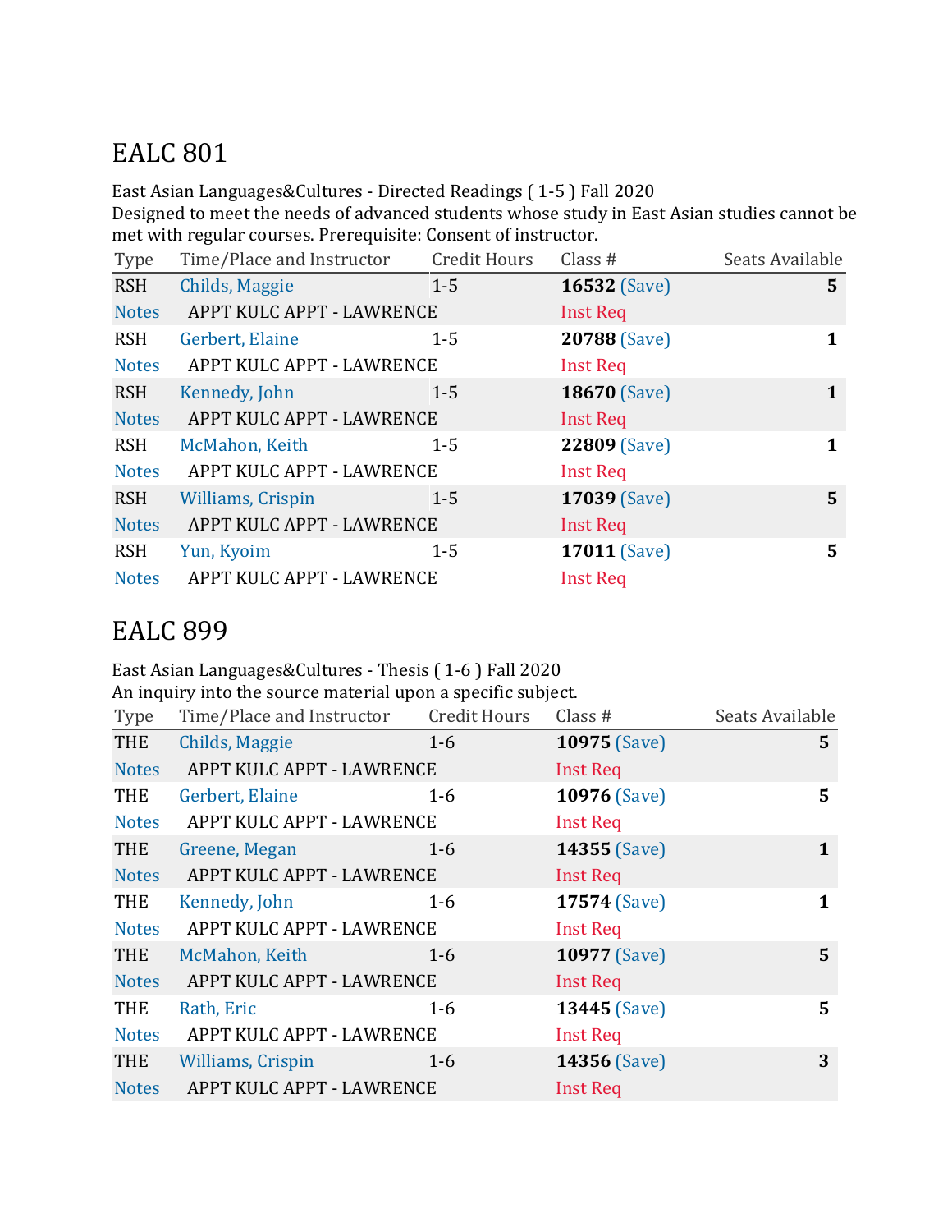## EALC 801

East Asian Languages&Cultures - Directed Readings ( 1-5 ) Fall 2020
Designed to meet the needs of advanced students whose study in East Asian studies cannot be met with regular courses. Prerequisite: Consent of instructor.

| Type | Time/Place and Instructor | Credit Hours | Class # | Seats Available |
|---|---|---|---|---|
| RSH | Childs, Maggie | 1-5 | **16532** (Save) | **5** |
| Notes | APPT KULC APPT - LAWRENCE | | Inst Req | |
| RSH | Gerbert, Elaine | 1-5 | **20788** (Save) | **1** |
| Notes | APPT KULC APPT - LAWRENCE | | Inst Req | |
| RSH | Kennedy, John | 1-5 | **18670** (Save) | **1** |
| Notes | APPT KULC APPT - LAWRENCE | | Inst Req | |
| RSH | McMahon, Keith | 1-5 | **22809** (Save) | **1** |
| Notes | APPT KULC APPT - LAWRENCE | | Inst Req | |
| RSH | Williams, Crispin | 1-5 | **17039** (Save) | **5** |
| Notes | APPT KULC APPT - LAWRENCE | | Inst Req | |
| RSH | Yun, Kyoim | 1-5 | **17011** (Save) | **5** |
| Notes | APPT KULC APPT - LAWRENCE | | Inst Req | |

## EALC 899

East Asian Languages&Cultures - Thesis ( 1-6 ) Fall 2020
An inquiry into the source material upon a specific subject.

| Type | Time/Place and Instructor | Credit Hours | Class # | Seats Available |
|---|---|---|---|---|
| THE | Childs, Maggie | 1-6 | **10975** (Save) | **5** |
| Notes | APPT KULC APPT - LAWRENCE | | Inst Req | |
| THE | Gerbert, Elaine | 1-6 | **10976** (Save) | **5** |
| Notes | APPT KULC APPT - LAWRENCE | | Inst Req | |
| THE | Greene, Megan | 1-6 | **14355** (Save) | **1** |
| Notes | APPT KULC APPT - LAWRENCE | | Inst Req | |
| THE | Kennedy, John | 1-6 | **17574** (Save) | **1** |
| Notes | APPT KULC APPT - LAWRENCE | | Inst Req | |
| THE | McMahon, Keith | 1-6 | **10977** (Save) | **5** |
| Notes | APPT KULC APPT - LAWRENCE | | Inst Req | |
| THE | Rath, Eric | 1-6 | **13445** (Save) | **5** |
| Notes | APPT KULC APPT - LAWRENCE | | Inst Req | |
| THE | Williams, Crispin | 1-6 | **14356** (Save) | **3** |
| Notes | APPT KULC APPT - LAWRENCE | | Inst Req | |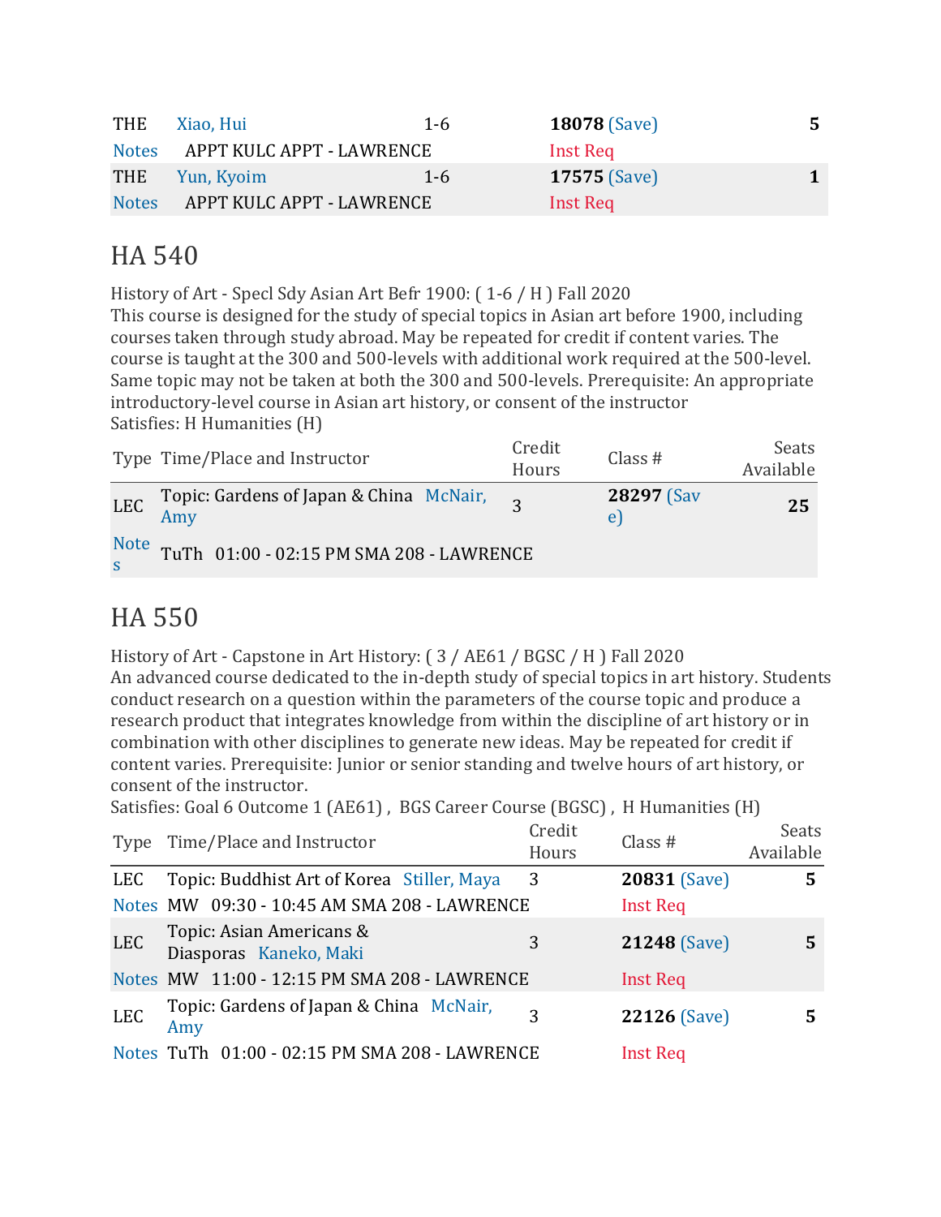| Type | Time/Place and Instructor | Credit Hours | Class # | Seats Available |
|---|---|---|---|---|
| THE | Xiao, Hui | 1-6 | **18078** (Save) | **5** |
| Notes | APPT KULC APPT - LAWRENCE | | Inst Req | |
| THE | Yun, Kyoim | 1-6 | **17575** (Save) | **1** |
| Notes | APPT KULC APPT - LAWRENCE | | Inst Req | |

## HA 540

History of Art - Specl Sdy Asian Art Befr 1900: ( 1-6 / H ) Fall 2020
This course is designed for the study of special topics in Asian art before 1900, including courses taken through study abroad. May be repeated for credit if content varies. The course is taught at the 300 and 500-levels with additional work required at the 500-level. Same topic may not be taken at both the 300 and 500-levels. Prerequisite: An appropriate introductory-level course in Asian art history, or consent of the instructor
Satisfies: H Humanities (H)

| Type | Time/Place and Instructor | Credit Hours | Class # | Seats Available |
|---|---|---|---|---|
| LEC | Topic: Gardens of Japan & China McNair, Amy | 3 | **28297** (Save) | **25** |
| Notes | TuTh 01:00 - 02:15 PM SMA 208 - LAWRENCE | | | |

## HA 550

History of Art - Capstone in Art History: ( 3 / AE61 / BGSC / H ) Fall 2020
An advanced course dedicated to the in-depth study of special topics in art history. Students conduct research on a question within the parameters of the course topic and produce a research product that integrates knowledge from within the discipline of art history or in combination with other disciplines to generate new ideas. May be repeated for credit if content varies. Prerequisite: Junior or senior standing and twelve hours of art history, or consent of the instructor.
Satisfies: Goal 6 Outcome 1 (AE61) , BGS Career Course (BGSC) , H Humanities (H)

| Type | Time/Place and Instructor | Credit Hours | Class # | Seats Available |
|---|---|---|---|---|
| LEC | Topic: Buddhist Art of Korea Stiller, Maya | 3 | **20831** (Save) | **5** |
| Notes | MW 09:30 - 10:45 AM SMA 208 - LAWRENCE | | Inst Req | |
| LEC | Topic: Asian Americans & Diasporas Kaneko, Maki | 3 | **21248** (Save) | **5** |
| Notes | MW 11:00 - 12:15 PM SMA 208 - LAWRENCE | | Inst Req | |
| LEC | Topic: Gardens of Japan & China McNair, Amy | 3 | **22126** (Save) | **5** |
| Notes | TuTh 01:00 - 02:15 PM SMA 208 - LAWRENCE | | Inst Req | |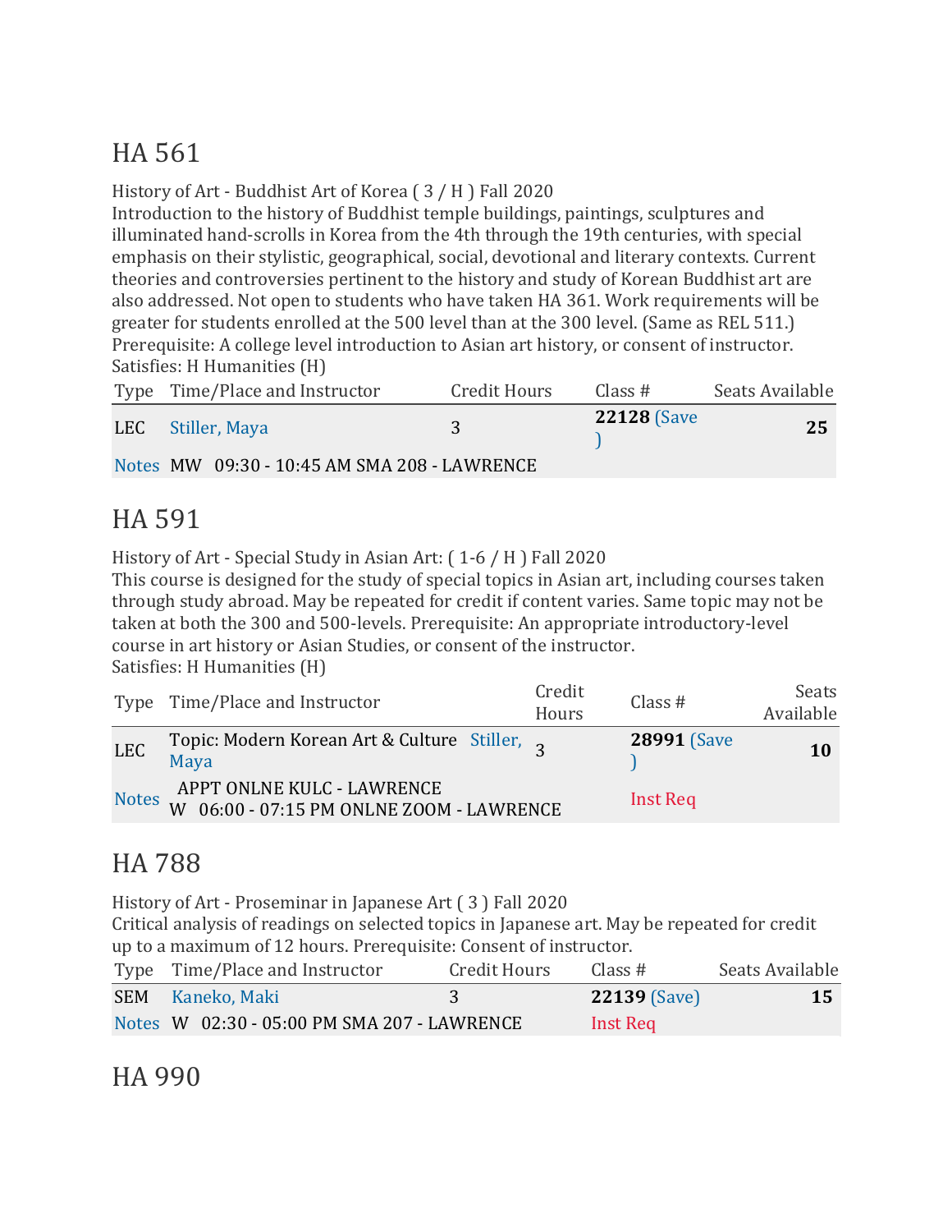## HA 561

History of Art - Buddhist Art of Korea ( 3 / H ) Fall 2020
Introduction to the history of Buddhist temple buildings, paintings, sculptures and illuminated hand-scrolls in Korea from the 4th through the 19th centuries, with special emphasis on their stylistic, geographical, social, devotional and literary contexts. Current theories and controversies pertinent to the history and study of Korean Buddhist art are also addressed. Not open to students who have taken HA 361. Work requirements will be greater for students enrolled at the 500 level than at the 300 level. (Same as REL 511.)
Prerequisite: A college level introduction to Asian art history, or consent of instructor.
Satisfies: H Humanities (H)

| Type | Time/Place and Instructor | Credit Hours | Class # | Seats Available |
|---|---|---|---|---|
| LEC | Stiller, Maya | 3 | **22128** (Save) | **25** |
| Notes | MW 09:30 - 10:45 AM SMA 208 - LAWRENCE | | | |

## HA 591

History of Art - Special Study in Asian Art: ( 1-6 / H ) Fall 2020
This course is designed for the study of special topics in Asian art, including courses taken through study abroad. May be repeated for credit if content varies. Same topic may not be taken at both the 300 and 500-levels. Prerequisite: An appropriate introductory-level course in art history or Asian Studies, or consent of the instructor.
Satisfies: H Humanities (H)

| Type | Time/Place and Instructor | Credit Hours | Class # | Seats Available |
|---|---|---|---|---|
| LEC | Topic: Modern Korean Art & Culture Stiller, Maya | 3 | **28991** (Save) | **10** |
| Notes | APPT ONLNE KULC - LAWRENCE<br>W 06:00 - 07:15 PM ONLNE ZOOM - LAWRENCE | | Inst Req | |

## HA 788

History of Art - Proseminar in Japanese Art ( 3 ) Fall 2020
Critical analysis of readings on selected topics in Japanese art. May be repeated for credit up to a maximum of 12 hours. Prerequisite: Consent of instructor.

| Type | Time/Place and Instructor | Credit Hours | Class # | Seats Available |
|---|---|---|---|---|
| SEM | Kaneko, Maki | 3 | **22139** (Save) | **15** |
| Notes | W 02:30 - 05:00 PM SMA 207 - LAWRENCE | | Inst Req | |

## HA 990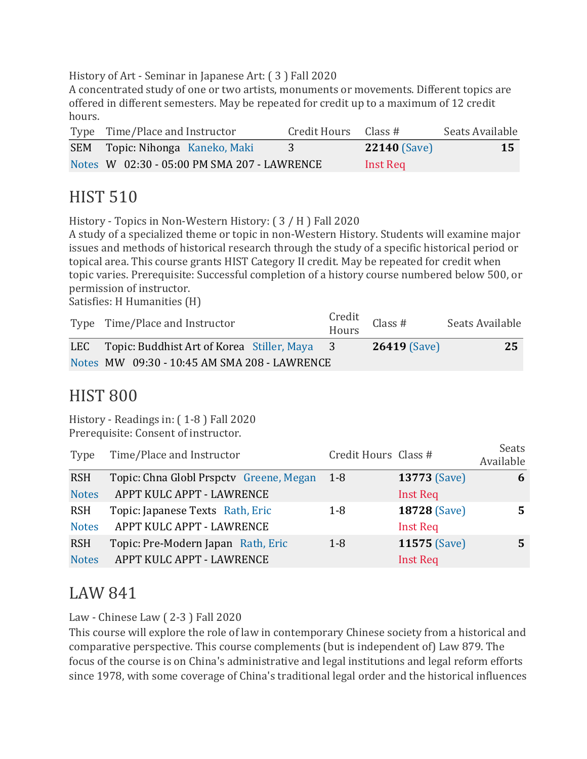History of Art - Seminar in Japanese Art: ( 3 ) Fall 2020
A concentrated study of one or two artists, monuments or movements. Different topics are offered in different semesters. May be repeated for credit up to a maximum of 12 credit hours.

| Type | Time/Place and Instructor | Credit Hours | Class # | Seats Available |
|---|---|---|---|---|
| SEM | Topic: Nihonga Kaneko, Maki | 3 | **22140** (Save) | **15** |
| Notes | W 02:30 - 05:00 PM SMA 207 - LAWRENCE | | Inst Req | |

## HIST 510

History - Topics in Non-Western History: ( 3 / H ) Fall 2020
A study of a specialized theme or topic in non-Western History. Students will examine major issues and methods of historical research through the study of a specific historical period or topical area. This course grants HIST Category II credit. May be repeated for credit when topic varies. Prerequisite: Successful completion of a history course numbered below 500, or permission of instructor.
Satisfies: H Humanities (H)

| Type | Time/Place and Instructor | Credit Hours | Class # | Seats Available |
|---|---|---|---|---|
| LEC | Topic: Buddhist Art of Korea Stiller, Maya | 3 | **26419** (Save) | **25** |
| Notes | MW 09:30 - 10:45 AM SMA 208 - LAWRENCE | | | |

## HIST 800

History - Readings in: ( 1-8 ) Fall 2020
Prerequisite: Consent of instructor.

| Type | Time/Place and Instructor | Credit Hours | Class # | Seats Available |
|---|---|---|---|---|
| RSH | Topic: Chna Globl Prspctv Greene, Megan | 1-8 | **13773** (Save) | **6** |
| Notes | APPT KULC APPT - LAWRENCE | | Inst Req | |
| RSH | Topic: Japanese Texts Rath, Eric | 1-8 | **18728** (Save) | **5** |
| Notes | APPT KULC APPT - LAWRENCE | | Inst Req | |
| RSH | Topic: Pre-Modern Japan Rath, Eric | 1-8 | **11575** (Save) | **5** |
| Notes | APPT KULC APPT - LAWRENCE | | Inst Req | |

## LAW 841

Law - Chinese Law ( 2-3 ) Fall 2020
This course will explore the role of law in contemporary Chinese society from a historical and comparative perspective. This course complements (but is independent of) Law 879. The focus of the course is on China's administrative and legal institutions and legal reform efforts since 1978, with some coverage of China's traditional legal order and the historical influences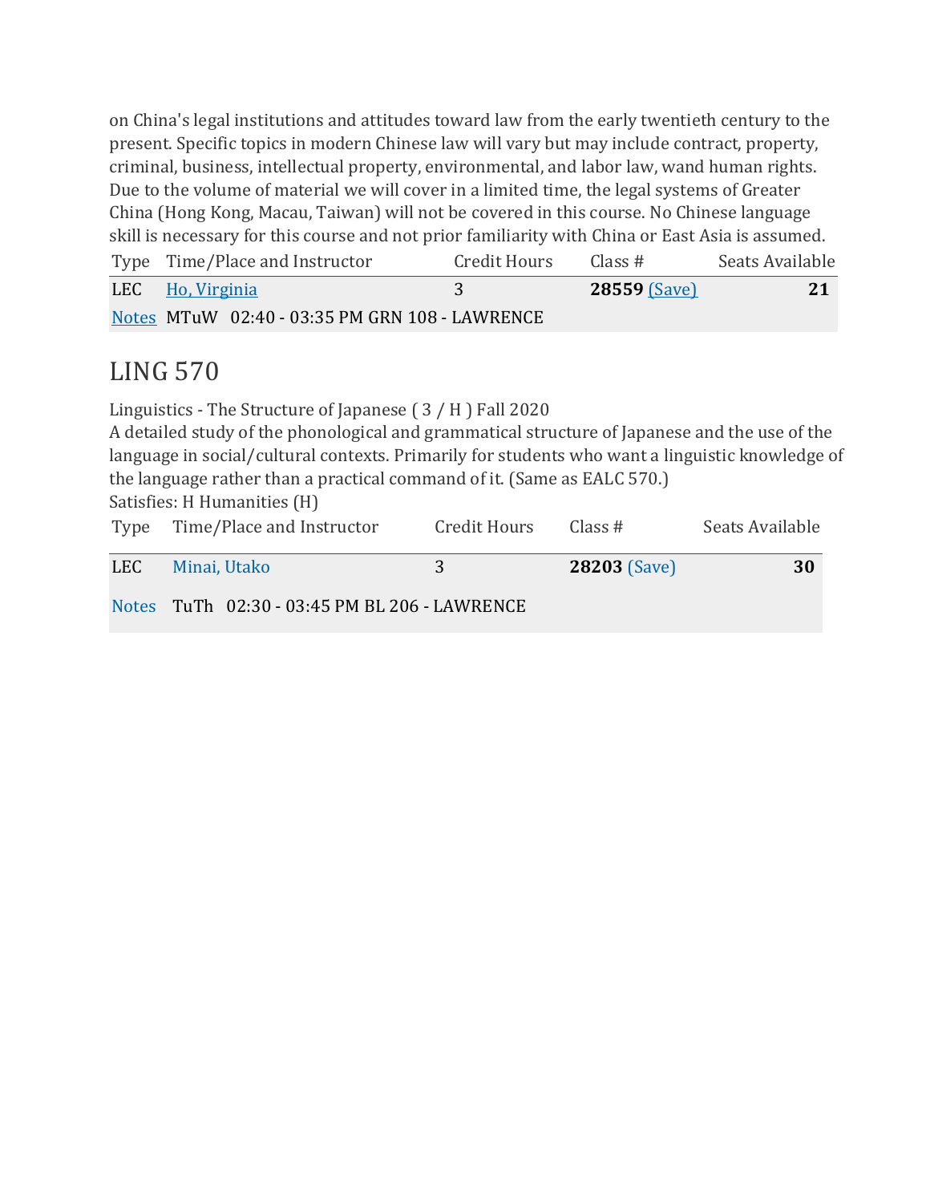on China's legal institutions and attitudes toward law from the early twentieth century to the present. Specific topics in modern Chinese law will vary but may include contract, property, criminal, business, intellectual property, environmental, and labor law, wand human rights. Due to the volume of material we will cover in a limited time, the legal systems of Greater China (Hong Kong, Macau, Taiwan) will not be covered in this course. No Chinese language skill is necessary for this course and not prior familiarity with China or East Asia is assumed.

| Type | Time/Place and Instructor | Credit Hours | Class # | Seats Available |
|---|---|---|---|---|
| LEC | Ho, Virginia | 3 | **28559** (Save) | **21** |
| Notes | MTuW 02:40 - 03:35 PM GRN 108 - LAWRENCE | | | |

## LING 570

Linguistics - The Structure of Japanese ( 3 / H ) Fall 2020

A detailed study of the phonological and grammatical structure of Japanese and the use of the language in social/cultural contexts. Primarily for students who want a linguistic knowledge of the language rather than a practical command of it. (Same as EALC 570.)

Satisfies: H Humanities (H)

| Type | Time/Place and Instructor | Credit Hours | Class # | Seats Available |
|---|---|---|---|---|
| LEC | Minai, Utako | 3 | **28203** (Save) | **30** |
| Notes | TuTh 02:30 - 03:45 PM BL 206 - LAWRENCE | | | |